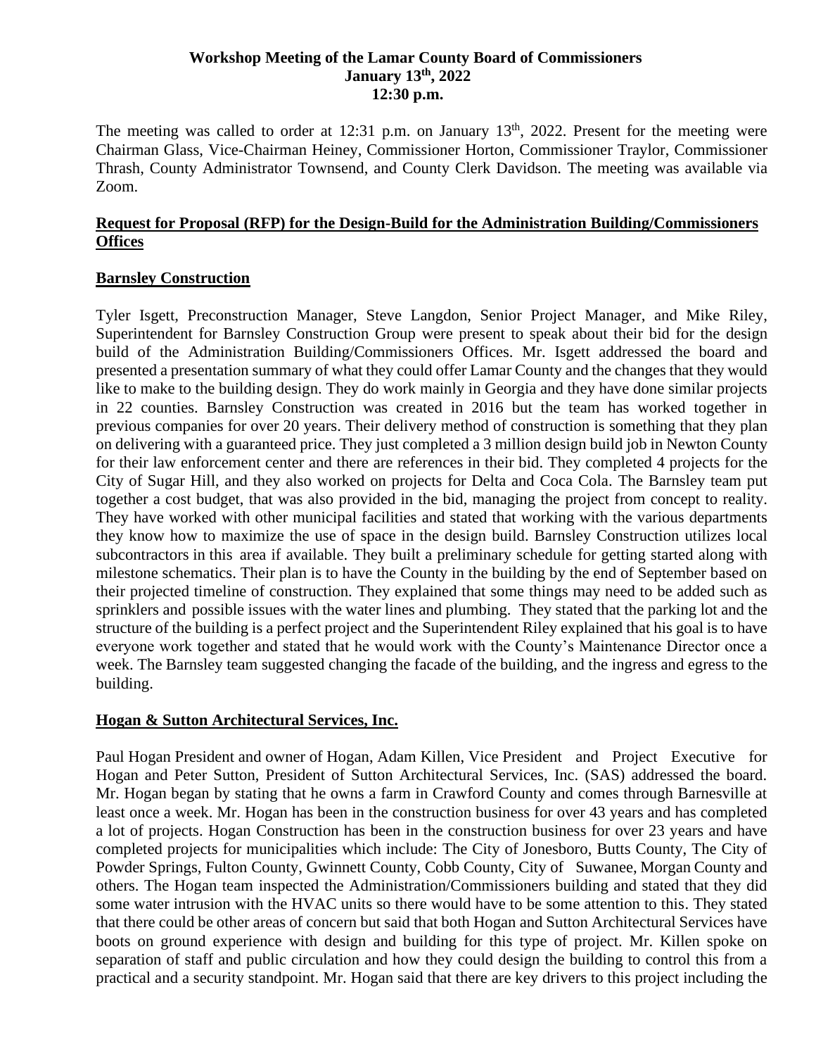**Workshop Meeting of the Lamar County Board of Commissioners**
**January 13th, 2022**
**12:30 p.m.**

The meeting was called to order at 12:31 p.m. on January 13th, 2022. Present for the meeting were Chairman Glass, Vice-Chairman Heiney, Commissioner Horton, Commissioner Traylor, Commissioner Thrash, County Administrator Townsend, and County Clerk Davidson. The meeting was available via Zoom.

## Request for Proposal (RFP) for the Design-Build for the Administration Building/Commissioners Offices

### Barnsley Construction

Tyler Isgett, Preconstruction Manager, Steve Langdon, Senior Project Manager, and Mike Riley, Superintendent for Barnsley Construction Group were present to speak about their bid for the design build of the Administration Building/Commissioners Offices. Mr. Isgett addressed the board and presented a presentation summary of what they could offer Lamar County and the changes that they would like to make to the building design. They do work mainly in Georgia and they have done similar projects in 22 counties. Barnsley Construction was created in 2016 but the team has worked together in previous companies for over 20 years. Their delivery method of construction is something that they plan on delivering with a guaranteed price. They just completed a 3 million design build job in Newton County for their law enforcement center and there are references in their bid. They completed 4 projects for the City of Sugar Hill, and they also worked on projects for Delta and Coca Cola. The Barnsley team put together a cost budget, that was also provided in the bid, managing the project from concept to reality. They have worked with other municipal facilities and stated that working with the various departments they know how to maximize the use of space in the design build. Barnsley Construction utilizes local subcontractors in this area if available. They built a preliminary schedule for getting started along with milestone schematics. Their plan is to have the County in the building by the end of September based on their projected timeline of construction. They explained that some things may need to be added such as sprinklers and possible issues with the water lines and plumbing. They stated that the parking lot and the structure of the building is a perfect project and the Superintendent Riley explained that his goal is to have everyone work together and stated that he would work with the County's Maintenance Director once a week. The Barnsley team suggested changing the facade of the building, and the ingress and egress to the building.

### Hogan & Sutton Architectural Services, Inc.

Paul Hogan President and owner of Hogan, Adam Killen, Vice President and Project Executive for Hogan and Peter Sutton, President of Sutton Architectural Services, Inc. (SAS) addressed the board. Mr. Hogan began by stating that he owns a farm in Crawford County and comes through Barnesville at least once a week. Mr. Hogan has been in the construction business for over 43 years and has completed a lot of projects. Hogan Construction has been in the construction business for over 23 years and have completed projects for municipalities which include: The City of Jonesboro, Butts County, The City of Powder Springs, Fulton County, Gwinnett County, Cobb County, City of Suwanee, Morgan County and others. The Hogan team inspected the Administration/Commissioners building and stated that they did some water intrusion with the HVAC units so there would have to be some attention to this. They stated that there could be other areas of concern but said that both Hogan and Sutton Architectural Services have boots on ground experience with design and building for this type of project. Mr. Killen spoke on separation of staff and public circulation and how they could design the building to control this from a practical and a security standpoint. Mr. Hogan said that there are key drivers to this project including the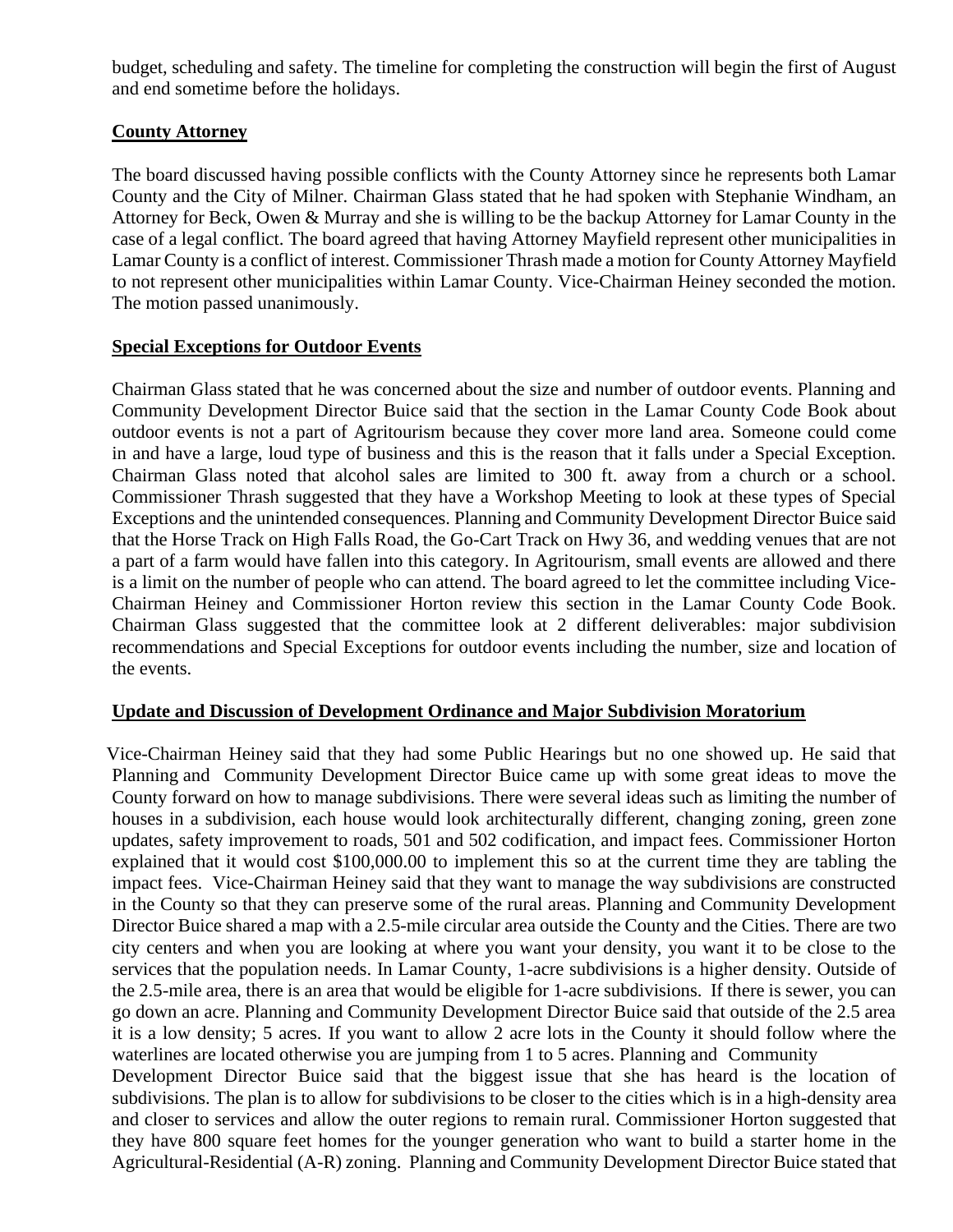budget, scheduling and safety. The timeline for completing the construction will begin the first of August and end sometime before the holidays.

**County Attorney**

The board discussed having possible conflicts with the County Attorney since he represents both Lamar County and the City of Milner. Chairman Glass stated that he had spoken with Stephanie Windham, an Attorney for Beck, Owen & Murray and she is willing to be the backup Attorney for Lamar County in the case of a legal conflict. The board agreed that having Attorney Mayfield represent other municipalities in Lamar County is a conflict of interest. Commissioner Thrash made a motion for County Attorney Mayfield to not represent other municipalities within Lamar County. Vice-Chairman Heiney seconded the motion. The motion passed unanimously.

**Special Exceptions for Outdoor Events**

Chairman Glass stated that he was concerned about the size and number of outdoor events. Planning and Community Development Director Buice said that the section in the Lamar County Code Book about outdoor events is not a part of Agritourism because they cover more land area. Someone could come in and have a large, loud type of business and this is the reason that it falls under a Special Exception. Chairman Glass noted that alcohol sales are limited to 300 ft. away from a church or a school. Commissioner Thrash suggested that they have a Workshop Meeting to look at these types of Special Exceptions and the unintended consequences. Planning and Community Development Director Buice said that the Horse Track on High Falls Road, the Go-Cart Track on Hwy 36, and wedding venues that are not a part of a farm would have fallen into this category. In Agritourism, small events are allowed and there is a limit on the number of people who can attend. The board agreed to let the committee including Vice-Chairman Heiney and Commissioner Horton review this section in the Lamar County Code Book. Chairman Glass suggested that the committee look at 2 different deliverables: major subdivision recommendations and Special Exceptions for outdoor events including the number, size and location of the events.

**Update and Discussion of Development Ordinance and Major Subdivision Moratorium**

Vice-Chairman Heiney said that they had some Public Hearings but no one showed up. He said that Planning and Community Development Director Buice came up with some great ideas to move the County forward on how to manage subdivisions. There were several ideas such as limiting the number of houses in a subdivision, each house would look architecturally different, changing zoning, green zone updates, safety improvement to roads, 501 and 502 codification, and impact fees. Commissioner Horton explained that it would cost $100,000.00 to implement this so at the current time they are tabling the impact fees. Vice-Chairman Heiney said that they want to manage the way subdivisions are constructed in the County so that they can preserve some of the rural areas. Planning and Community Development Director Buice shared a map with a 2.5-mile circular area outside the County and the Cities. There are two city centers and when you are looking at where you want your density, you want it to be close to the services that the population needs. In Lamar County, 1-acre subdivisions is a higher density. Outside of the 2.5-mile area, there is an area that would be eligible for 1-acre subdivisions. If there is sewer, you can go down an acre. Planning and Community Development Director Buice said that outside of the 2.5 area it is a low density; 5 acres. If you want to allow 2 acre lots in the County it should follow where the waterlines are located otherwise you are jumping from 1 to 5 acres. Planning and Community Development Director Buice said that the biggest issue that she has heard is the location of subdivisions. The plan is to allow for subdivisions to be closer to the cities which is in a high-density area and closer to services and allow the outer regions to remain rural. Commissioner Horton suggested that they have 800 square feet homes for the younger generation who want to build a starter home in the Agricultural-Residential (A-R) zoning. Planning and Community Development Director Buice stated that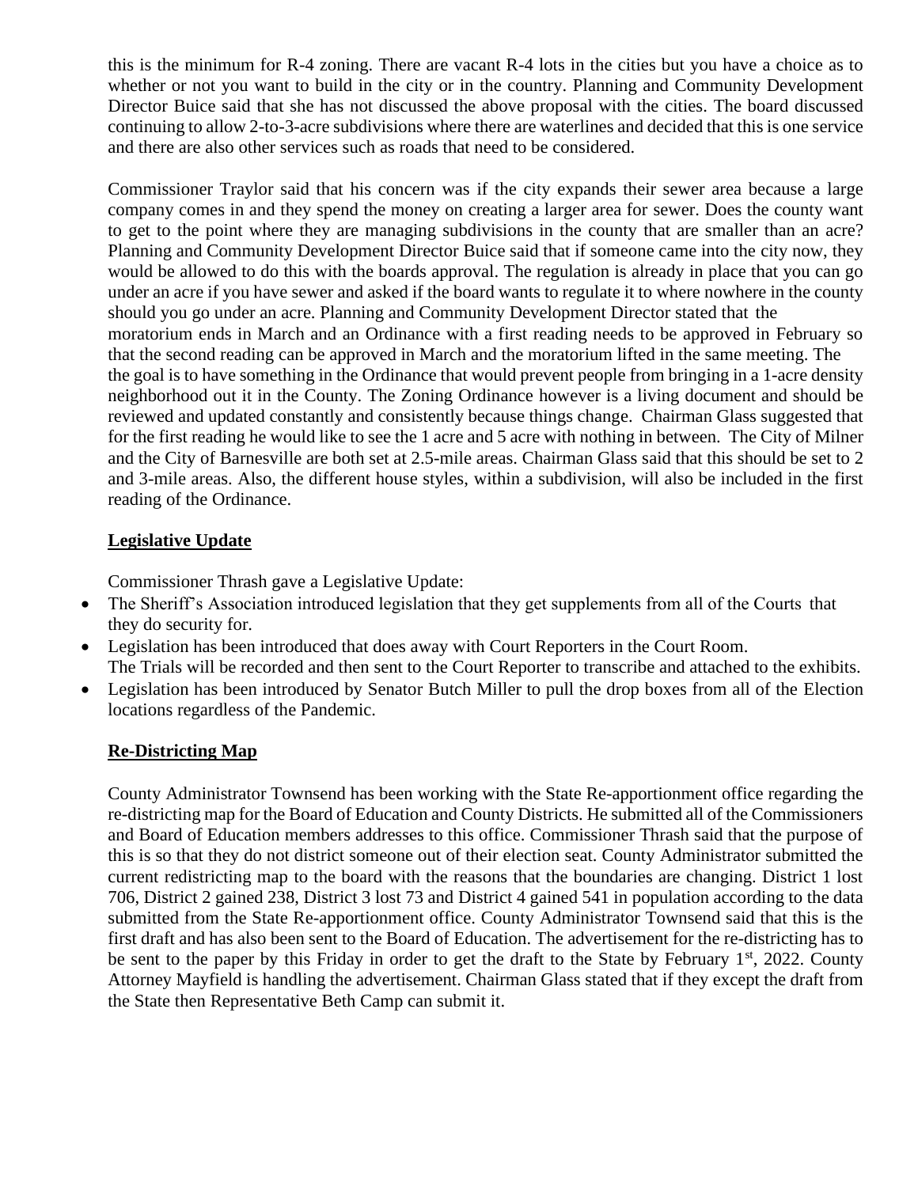this is the minimum for R-4 zoning. There are vacant R-4 lots in the cities but you have a choice as to whether or not you want to build in the city or in the country. Planning and Community Development Director Buice said that she has not discussed the above proposal with the cities. The board discussed continuing to allow 2-to-3-acre subdivisions where there are waterlines and decided that this is one service and there are also other services such as roads that need to be considered.

Commissioner Traylor said that his concern was if the city expands their sewer area because a large company comes in and they spend the money on creating a larger area for sewer. Does the county want to get to the point where they are managing subdivisions in the county that are smaller than an acre? Planning and Community Development Director Buice said that if someone came into the city now, they would be allowed to do this with the boards approval. The regulation is already in place that you can go under an acre if you have sewer and asked if the board wants to regulate it to where nowhere in the county should you go under an acre. Planning and Community Development Director stated that the moratorium ends in March and an Ordinance with a first reading needs to be approved in February so that the second reading can be approved in March and the moratorium lifted in the same meeting. The the goal is to have something in the Ordinance that would prevent people from bringing in a 1-acre density neighborhood out it in the County. The Zoning Ordinance however is a living document and should be reviewed and updated constantly and consistently because things change. Chairman Glass suggested that for the first reading he would like to see the 1 acre and 5 acre with nothing in between. The City of Milner and the City of Barnesville are both set at 2.5-mile areas. Chairman Glass said that this should be set to 2 and 3-mile areas. Also, the different house styles, within a subdivision, will also be included in the first reading of the Ordinance.

**Legislative Update**

Commissioner Thrash gave a Legislative Update:

- The Sheriff's Association introduced legislation that they get supplements from all of the Courts that they do security for.
- Legislation has been introduced that does away with Court Reporters in the Court Room. The Trials will be recorded and then sent to the Court Reporter to transcribe and attached to the exhibits.
- Legislation has been introduced by Senator Butch Miller to pull the drop boxes from all of the Election locations regardless of the Pandemic.

**Re-Districting Map**

County Administrator Townsend has been working with the State Re-apportionment office regarding the re-districting map for the Board of Education and County Districts. He submitted all of the Commissioners and Board of Education members addresses to this office. Commissioner Thrash said that the purpose of this is so that they do not district someone out of their election seat. County Administrator submitted the current redistricting map to the board with the reasons that the boundaries are changing. District 1 lost 706, District 2 gained 238, District 3 lost 73 and District 4 gained 541 in population according to the data submitted from the State Re-apportionment office. County Administrator Townsend said that this is the first draft and has also been sent to the Board of Education. The advertisement for the re-districting has to be sent to the paper by this Friday in order to get the draft to the State by February 1st, 2022. County Attorney Mayfield is handling the advertisement. Chairman Glass stated that if they except the draft from the State then Representative Beth Camp can submit it.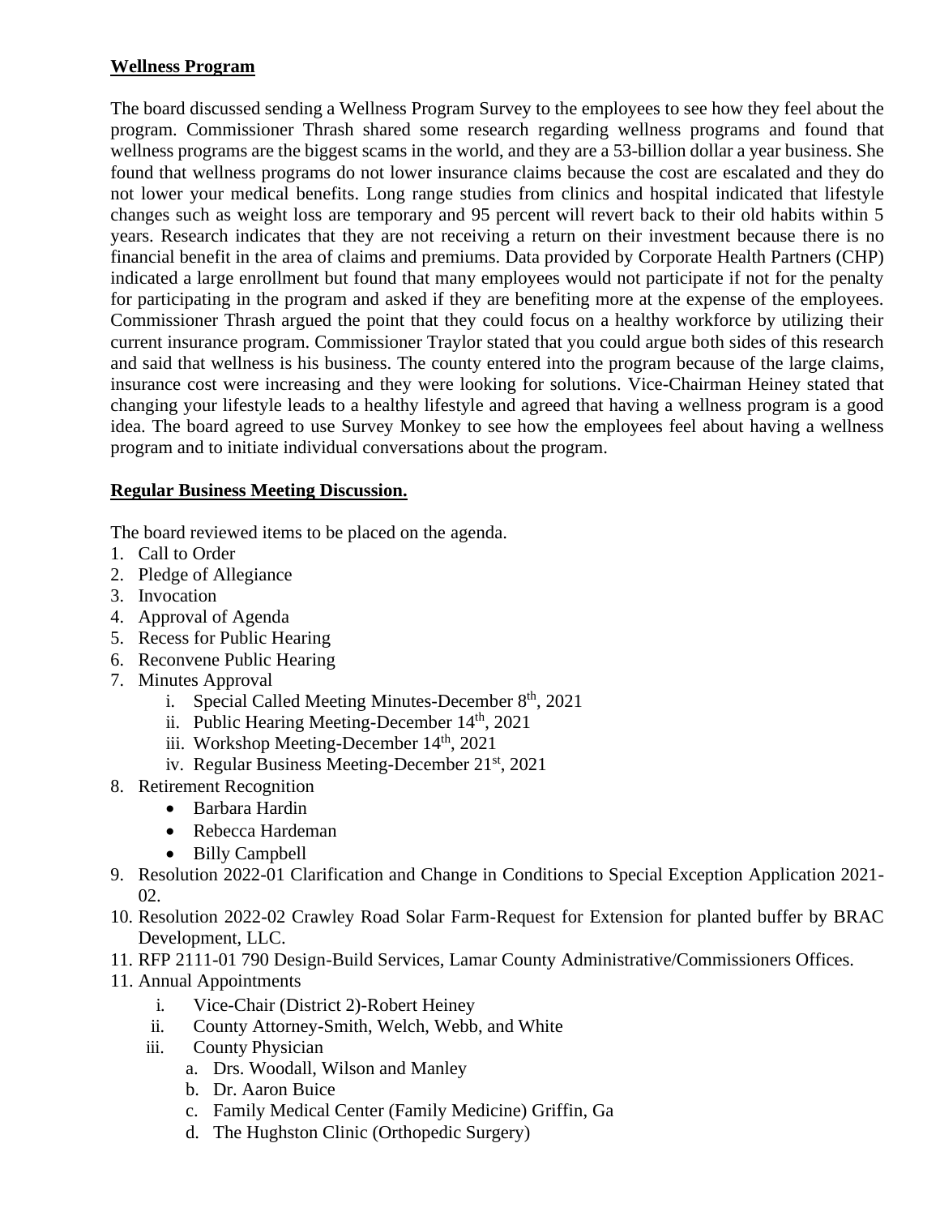**Wellness Program**

The board discussed sending a Wellness Program Survey to the employees to see how they feel about the program. Commissioner Thrash shared some research regarding wellness programs and found that wellness programs are the biggest scams in the world, and they are a 53-billion dollar a year business. She found that wellness programs do not lower insurance claims because the cost are escalated and they do not lower your medical benefits. Long range studies from clinics and hospital indicated that lifestyle changes such as weight loss are temporary and 95 percent will revert back to their old habits within 5 years. Research indicates that they are not receiving a return on their investment because there is no financial benefit in the area of claims and premiums. Data provided by Corporate Health Partners (CHP) indicated a large enrollment but found that many employees would not participate if not for the penalty for participating in the program and asked if they are benefiting more at the expense of the employees. Commissioner Thrash argued the point that they could focus on a healthy workforce by utilizing their current insurance program. Commissioner Traylor stated that you could argue both sides of this research and said that wellness is his business. The county entered into the program because of the large claims, insurance cost were increasing and they were looking for solutions. Vice-Chairman Heiney stated that changing your lifestyle leads to a healthy lifestyle and agreed that having a wellness program is a good idea. The board agreed to use Survey Monkey to see how the employees feel about having a wellness program and to initiate individual conversations about the program.

**Regular Business Meeting Discussion.**

The board reviewed items to be placed on the agenda.

1. Call to Order
2. Pledge of Allegiance
3. Invocation
4. Approval of Agenda
5. Recess for Public Hearing
6. Reconvene Public Hearing
7. Minutes Approval
    i. Special Called Meeting Minutes-December 8th, 2021
    ii. Public Hearing Meeting-December 14th, 2021
    iii. Workshop Meeting-December 14th, 2021
    iv. Regular Business Meeting-December 21st, 2021
8. Retirement Recognition
    - Barbara Hardin
    - Rebecca Hardeman
    - Billy Campbell
9. Resolution 2022-01 Clarification and Change in Conditions to Special Exception Application 2021-02.
10. Resolution 2022-02 Crawley Road Solar Farm-Request for Extension for planted buffer by BRAC Development, LLC.
11. RFP 2111-01 790 Design-Build Services, Lamar County Administrative/Commissioners Offices.
11. Annual Appointments
    i. Vice-Chair (District 2)-Robert Heiney
    ii. County Attorney-Smith, Welch, Webb, and White
    iii. County Physician
        a. Drs. Woodall, Wilson and Manley
        b. Dr. Aaron Buice
        c. Family Medical Center (Family Medicine) Griffin, Ga
        d. The Hughston Clinic (Orthopedic Surgery)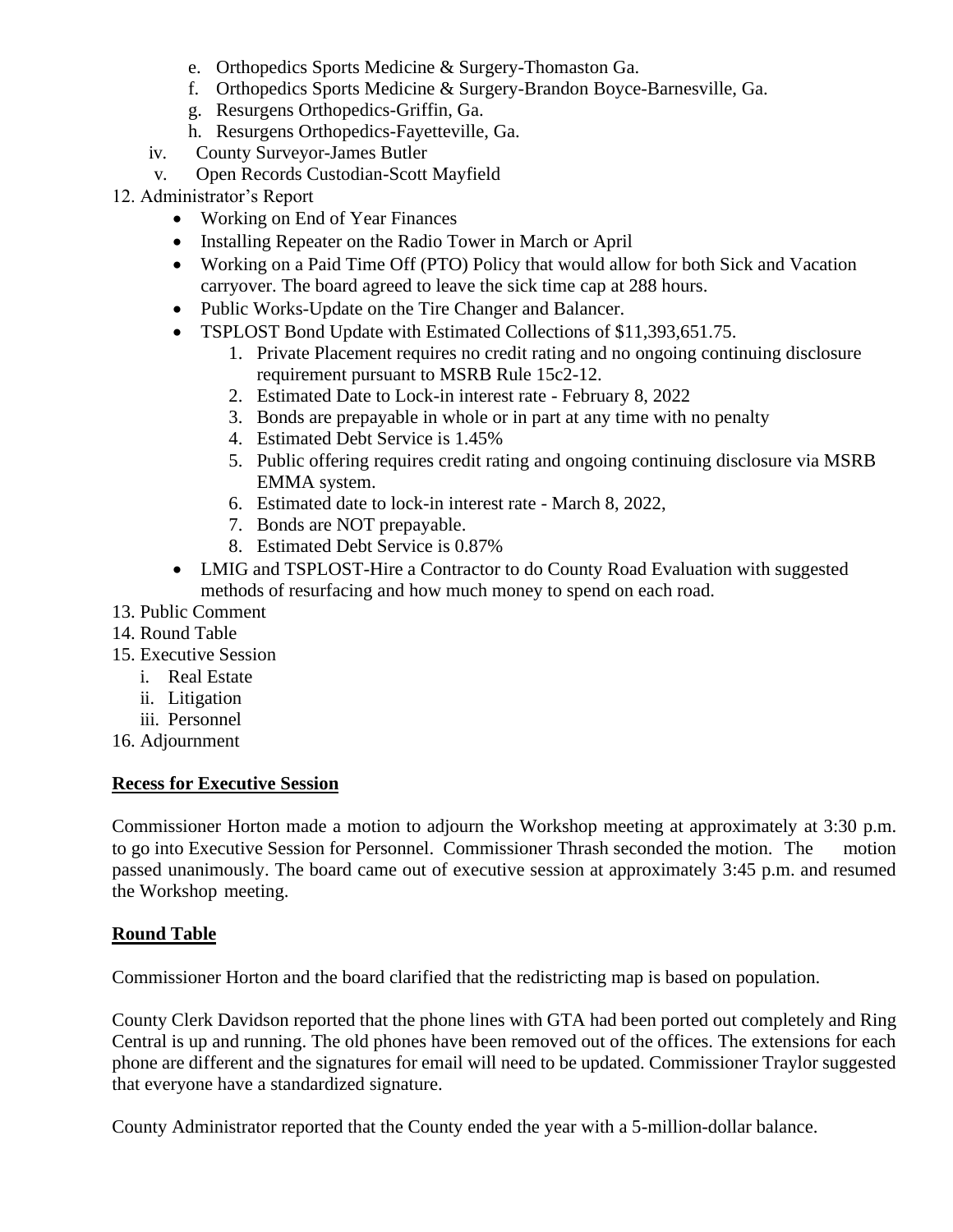e. Orthopedics Sports Medicine & Surgery-Thomaston Ga.
    f. Orthopedics Sports Medicine & Surgery-Brandon Boyce-Barnesville, Ga.
    g. Resurgens Orthopedics-Griffin, Ga.
    h. Resurgens Orthopedics-Fayetteville, Ga.

  iv. County Surveyor-James Butler

  v. Open Records Custodian-Scott Mayfield

12. Administrator's Report
    - Working on End of Year Finances
    - Installing Repeater on the Radio Tower in March or April
    - Working on a Paid Time Off (PTO) Policy that would allow for both Sick and Vacation carryover. The board agreed to leave the sick time cap at 288 hours.
    - Public Works-Update on the Tire Changer and Balancer.
    - TSPLOST Bond Update with Estimated Collections of $11,393,651.75.
        1. Private Placement requires no credit rating and no ongoing continuing disclosure requirement pursuant to MSRB Rule 15c2-12.
        2. Estimated Date to Lock-in interest rate - February 8, 2022
        3. Bonds are prepayable in whole or in part at any time with no penalty
        4. Estimated Debt Service is 1.45%
        5. Public offering requires credit rating and ongoing continuing disclosure via MSRB EMMA system.
        6. Estimated date to lock-in interest rate - March 8, 2022,
        7. Bonds are NOT prepayable.
        8. Estimated Debt Service is 0.87%
    - LMIG and TSPLOST-Hire a Contractor to do County Road Evaluation with suggested methods of resurfacing and how much money to spend on each road.
13. Public Comment
14. Round Table
15. Executive Session
    i. Real Estate
    ii. Litigation
    iii. Personnel
16. Adjournment

**Recess for Executive Session**

Commissioner Horton made a motion to adjourn the Workshop meeting at approximately at 3:30 p.m. to go into Executive Session for Personnel. Commissioner Thrash seconded the motion. The motion passed unanimously. The board came out of executive session at approximately 3:45 p.m. and resumed the Workshop meeting.

**Round Table**

Commissioner Horton and the board clarified that the redistricting map is based on population.

County Clerk Davidson reported that the phone lines with GTA had been ported out completely and Ring Central is up and running. The old phones have been removed out of the offices. The extensions for each phone are different and the signatures for email will need to be updated. Commissioner Traylor suggested that everyone have a standardized signature.

County Administrator reported that the County ended the year with a 5-million-dollar balance.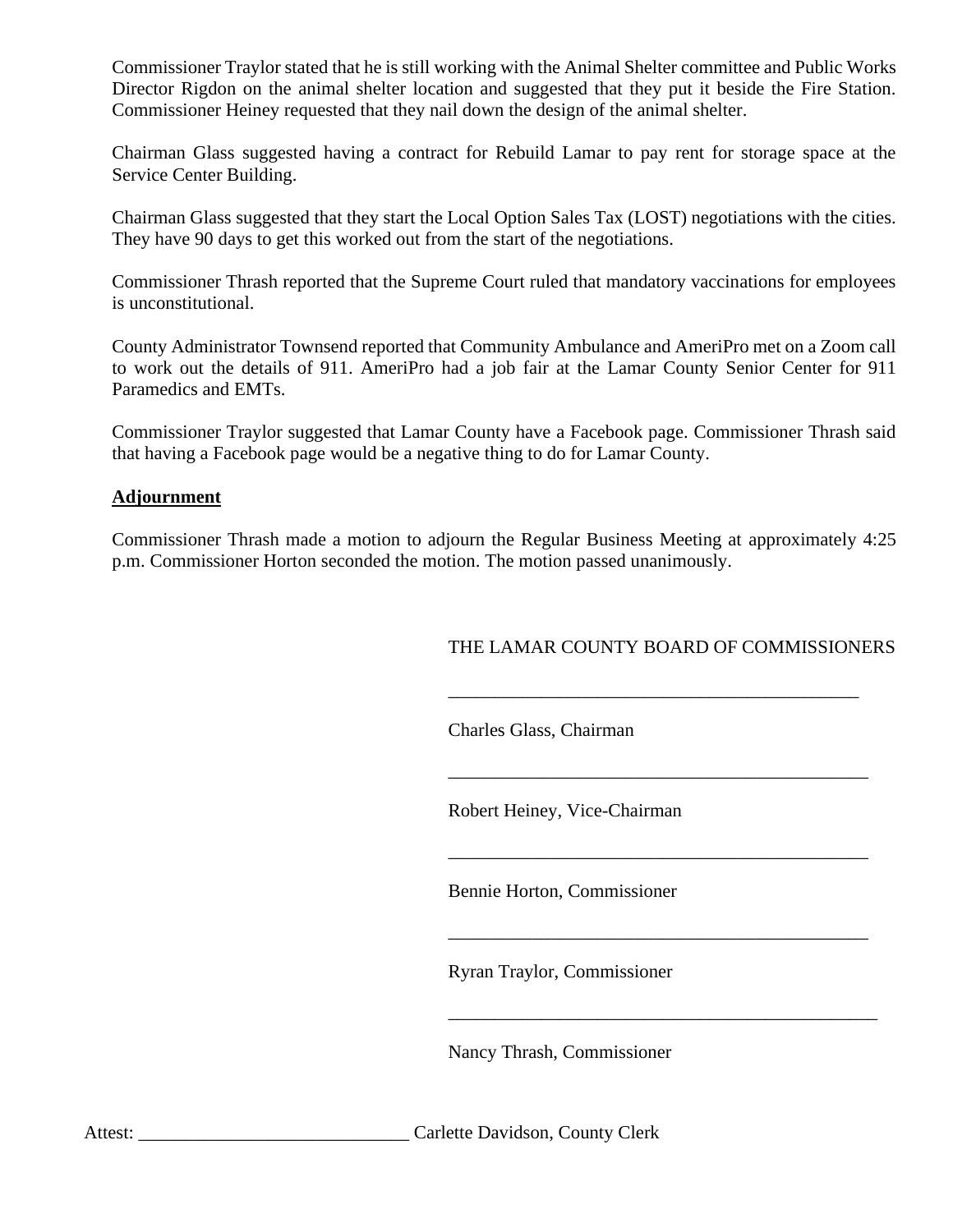Commissioner Traylor stated that he is still working with the Animal Shelter committee and Public Works Director Rigdon on the animal shelter location and suggested that they put it beside the Fire Station. Commissioner Heiney requested that they nail down the design of the animal shelter.

Chairman Glass suggested having a contract for Rebuild Lamar to pay rent for storage space at the Service Center Building.

Chairman Glass suggested that they start the Local Option Sales Tax (LOST) negotiations with the cities. They have 90 days to get this worked out from the start of the negotiations.

Commissioner Thrash reported that the Supreme Court ruled that mandatory vaccinations for employees is unconstitutional.

County Administrator Townsend reported that Community Ambulance and AmeriPro met on a Zoom call to work out the details of 911. AmeriPro had a job fair at the Lamar County Senior Center for 911 Paramedics and EMTs.

Commissioner Traylor suggested that Lamar County have a Facebook page. Commissioner Thrash said that having a Facebook page would be a negative thing to do for Lamar County.

**Adjournment**

Commissioner Thrash made a motion to adjourn the Regular Business Meeting at approximately 4:25 p.m. Commissioner Horton seconded the motion. The motion passed unanimously.

THE LAMAR COUNTY BOARD OF COMMISSIONERS

_____________________________________________

Charles Glass, Chairman

_____________________________________________

Robert Heiney, Vice-Chairman

_____________________________________________

Bennie Horton, Commissioner

_____________________________________________

Ryran Traylor, Commissioner

_____________________________________________

Nancy Thrash, Commissioner

Attest: _____________________________ Carlette Davidson, County Clerk